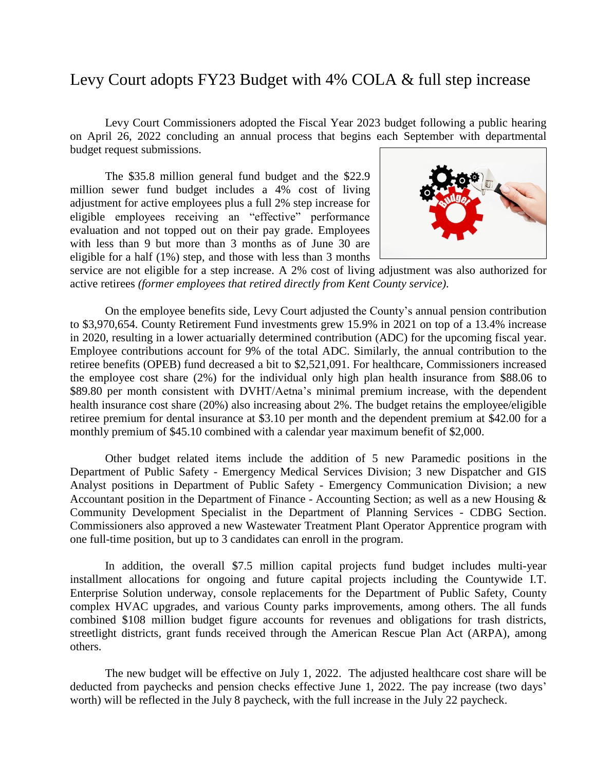# Levy Court adopts FY23 Budget with 4% COLA & full step increase

Levy Court Commissioners adopted the Fiscal Year 2023 budget following a public hearing on April 26, 2022 concluding an annual process that begins each September with departmental budget request submissions.

The $35.8 million general fund budget and the $22.9 million sewer fund budget includes a 4% cost of living adjustment for active employees plus a full 2% step increase for eligible employees receiving an "effective" performance evaluation and not topped out on their pay grade. Employees with less than 9 but more than 3 months as of June 30 are eligible for a half (1%) step, and those with less than 3 months service are not eligible for a step increase. A 2% cost of living adjustment was also authorized for active retirees *(former employees that retired directly from Kent County service).*

On the employee benefits side, Levy Court adjusted the County's annual pension contribution to $3,970,654. County Retirement Fund investments grew 15.9% in 2021 on top of a 13.4% increase in 2020, resulting in a lower actuarially determined contribution (ADC) for the upcoming fiscal year. Employee contributions account for 9% of the total ADC. Similarly, the annual contribution to the retiree benefits (OPEB) fund decreased a bit to $2,521,091. For healthcare, Commissioners increased the employee cost share (2%) for the individual only high plan health insurance from $88.06 to $89.80 per month consistent with DVHT/Aetna's minimal premium increase, with the dependent health insurance cost share (20%) also increasing about 2%. The budget retains the employee/eligible retiree premium for dental insurance at $3.10 per month and the dependent premium at $42.00 for a monthly premium of $45.10 combined with a calendar year maximum benefit of $2,000.

Other budget related items include the addition of 5 new Paramedic positions in the Department of Public Safety - Emergency Medical Services Division; 3 new Dispatcher and GIS Analyst positions in Department of Public Safety - Emergency Communication Division; a new Accountant position in the Department of Finance - Accounting Section; as well as a new Housing & Community Development Specialist in the Department of Planning Services - CDBG Section. Commissioners also approved a new Wastewater Treatment Plant Operator Apprentice program with one full-time position, but up to 3 candidates can enroll in the program.

In addition, the overall $7.5 million capital projects fund budget includes multi-year installment allocations for ongoing and future capital projects including the Countywide I.T. Enterprise Solution underway, console replacements for the Department of Public Safety, County complex HVAC upgrades, and various County parks improvements, among others. The all funds combined $108 million budget figure accounts for revenues and obligations for trash districts, streetlight districts, grant funds received through the American Rescue Plan Act (ARPA), among others.

The new budget will be effective on July 1, 2022. The adjusted healthcare cost share will be deducted from paychecks and pension checks effective June 1, 2022. The pay increase (two days' worth) will be reflected in the July 8 paycheck, with the full increase in the July 22 paycheck.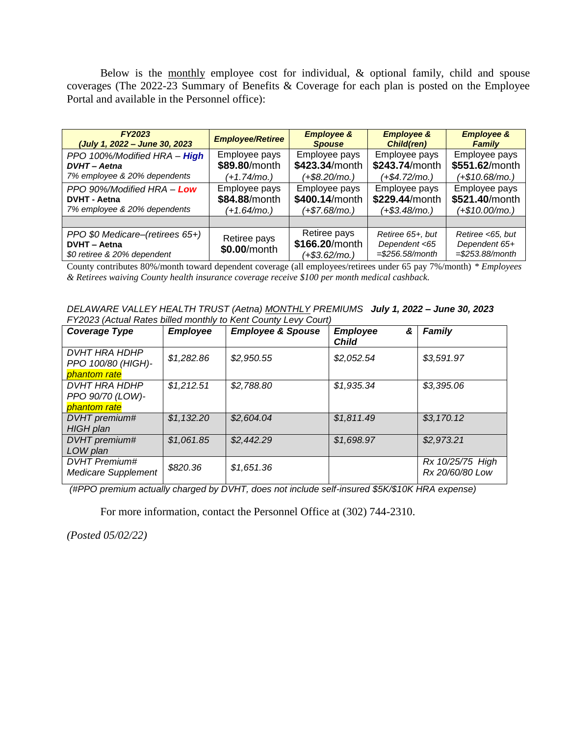Below is the monthly employee cost for individual, & optional family, child and spouse coverages (The 2022-23 Summary of Benefits & Coverage for each plan is posted on the Employee Portal and available in the Personnel office):

| ***FY2023 (July 1, 2022 – June 30, 2023*** | ***Employee/Retiree*** | ***Employee & Spouse*** | ***Employee & Child(ren)*** | ***Employee & Family*** |
|---|---|---|---|---|
| *PPO 100%/Modified HRA – **High*** ***DVHT – Aetna*** *7% employee & 20% dependents* | Employee pays **$89.80**/month *(+1.74/mo.)* | Employee pays **$423.34**/month *(+$8.20/mo.)* | Employee pays **$243.74**/month *(+$4.72/mo.)* | Employee pays **$551.62**/month *(+$10.68/mo.)* |
| *PPO 90%/Modified HRA – **Low*** **DVHT - Aetna** *7% employee & 20% dependents* | Employee pays **$84.88**/month *(+1.64/mo.)* | Employee pays **$400.14**/month *(+$7.68/mo.)* | Employee pays **$229.44**/month *(+$3.48/mo.)* | Employee pays **$521.40**/month *(+$10.00/mo.)* |
| | | | | |
| *PPO $0 Medicare–(retirees 65+)* **DVHT – Aetna** *$0 retiree & 20% dependent* | Retiree pays **$0.00**/month | Retiree pays **$166.20**/month *(+$3.62/mo.)* | *Retiree 65+, but Dependent <65 =$256.58/month* | *Retiree <65, but Dependent 65+ =$253.88/month* |

County contributes 80%/month toward dependent coverage (all employees/retirees under 65 pay 7%/month) *\* Employees & Retirees waiving County health insurance coverage receive $100 per month medical cashback.*

*DELAWARE VALLEY HEALTH TRUST (Aetna) MONTHLY PREMIUMS* ***July 1, 2022 – June 30, 2023***
*FY2023 (Actual Rates billed monthly to Kent County Levy Court)*

| ***Coverage Type*** | ***Employee*** | ***Employee & Spouse*** | ***Employee & Child*** | ***Family*** |
|---|---|---|---|---|
| *DVHT HRA HDHP PPO 100/80 (HIGH)-phantom rate* | *$1,282.86* | *$2,950.55* | *$2,052.54* | *$3,591.97* |
| *DVHT HRA HDHP PPO 90/70 (LOW)-phantom rate* | *$1,212.51* | *$2,788.80* | *$1,935.34* | *$3,395.06* |
| *DVHT premium# HIGH plan* | *$1,132.20* | *$2,604.04* | *$1,811.49* | *$3,170.12* |
| *DVHT premium# LOW plan* | *$1,061.85* | *$2,442.29* | *$1,698.97* | *$2,973.21* |
| *DVHT Premium# Medicare Supplement* | *$820.36* | *$1,651.36* | | *Rx 10/25/75 High Rx 20/60/80 Low* |

*(#PPO premium actually charged by DVHT, does not include self-insured $5K/$10K HRA expense)*

For more information, contact the Personnel Office at (302) 744-2310.

*(Posted 05/02/22)*